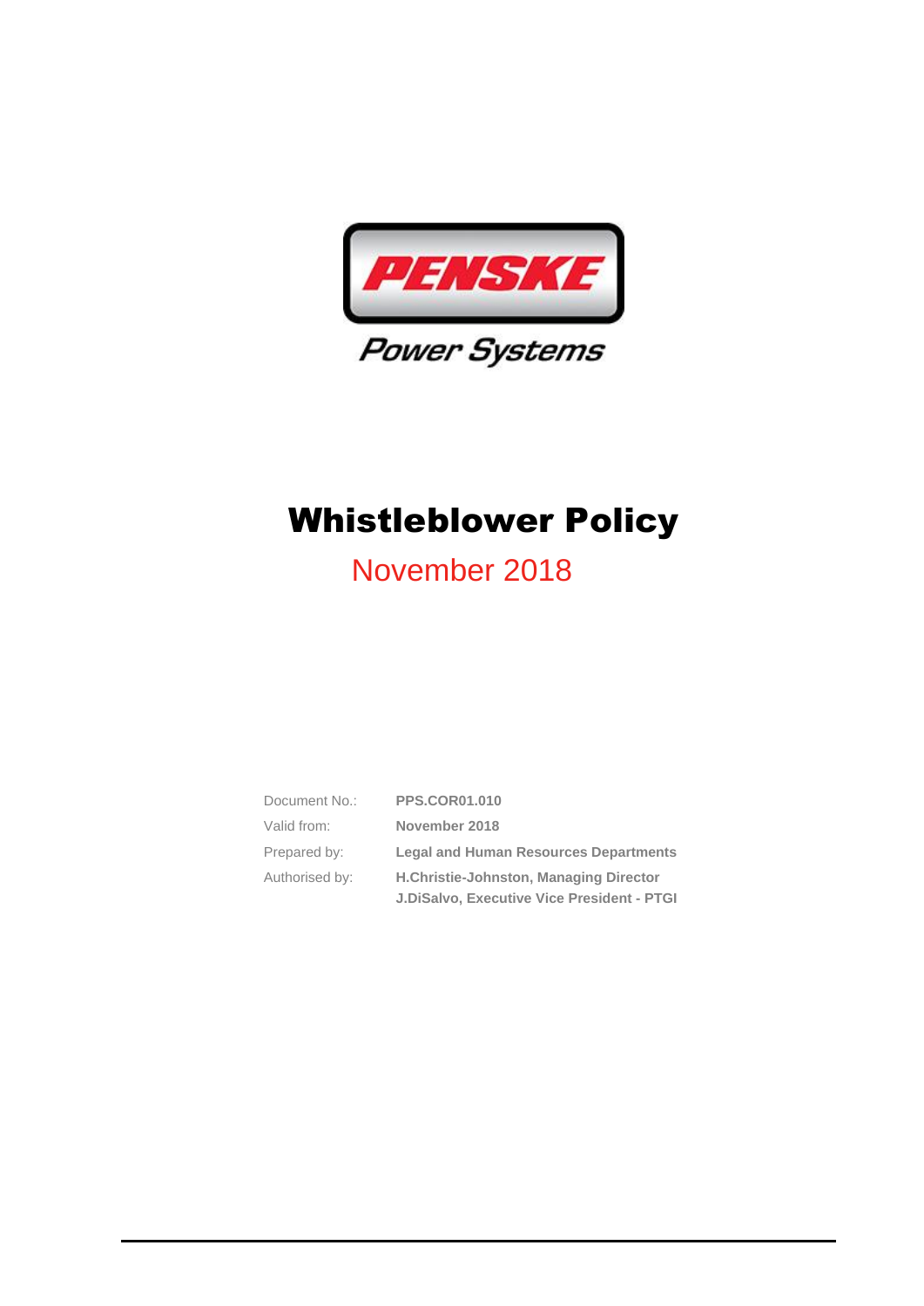PENSKE

Power Systems

# Whistleblower Policy

November 2018

| | |
|---|---|
| Document No.: | **PPS.COR01.010** |
| Valid from: | **November 2018** |
| Prepared by: | **Legal and Human Resources Departments** |
| Authorised by: | **H.Christie-Johnston, Managing Director**<br>**J.DiSalvo, Executive Vice President - PTGI** |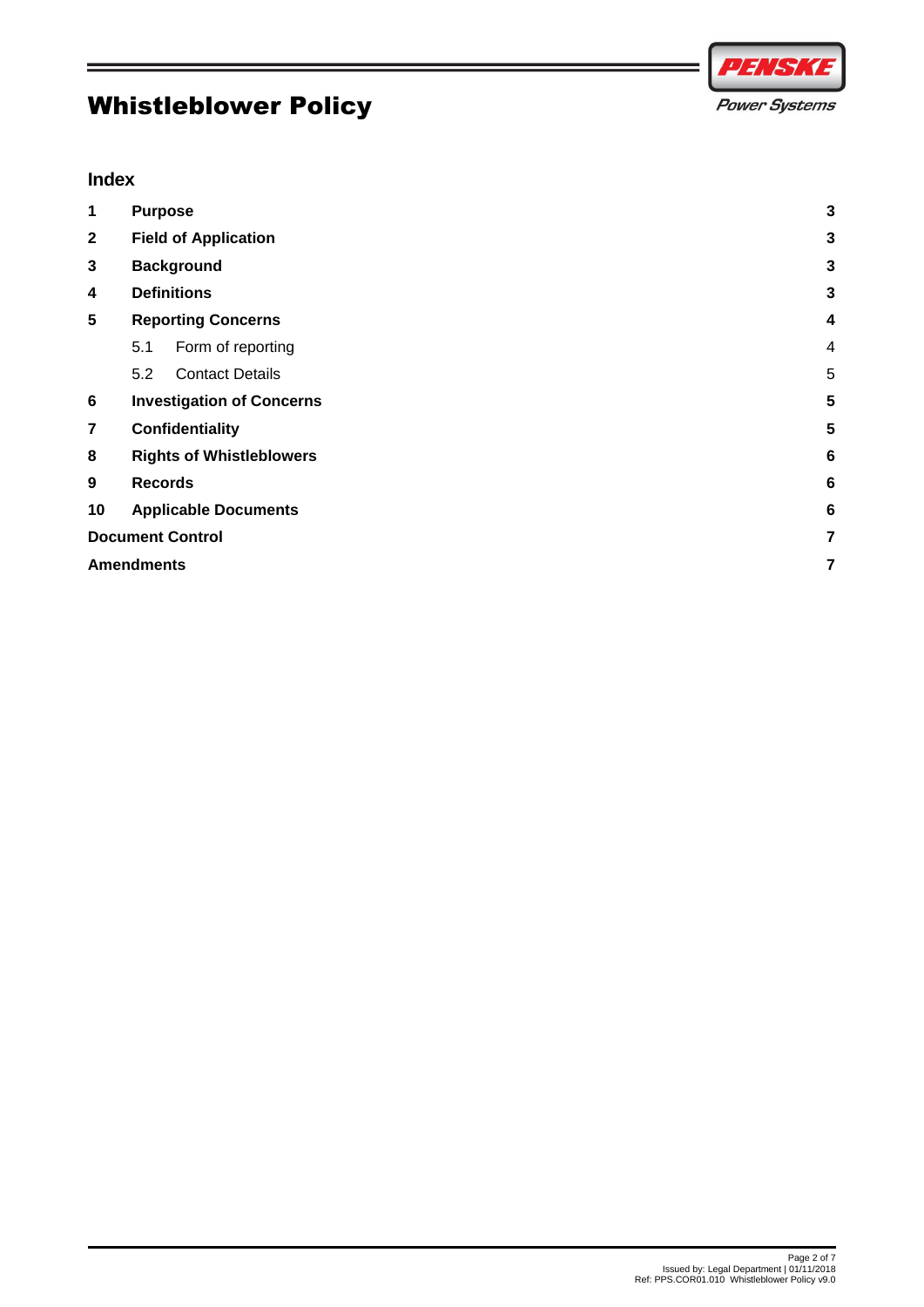# Whistleblower Policy

## Index

| | | |
|---|---|---|
| **1** | **Purpose** | **3** |
| **2** | **Field of Application** | **3** |
| **3** | **Background** | **3** |
| **4** | **Definitions** | **3** |
| **5** | **Reporting Concerns** | **4** |
| | 5.1 Form of reporting | 4 |
| | 5.2 Contact Details | 5 |
| **6** | **Investigation of Concerns** | **5** |
| **7** | **Confidentiality** | **5** |
| **8** | **Rights of Whistleblowers** | **6** |
| **9** | **Records** | **6** |
| **10** | **Applicable Documents** | **6** |
| **Document Control** | | **7** |
| **Amendments** | | **7** |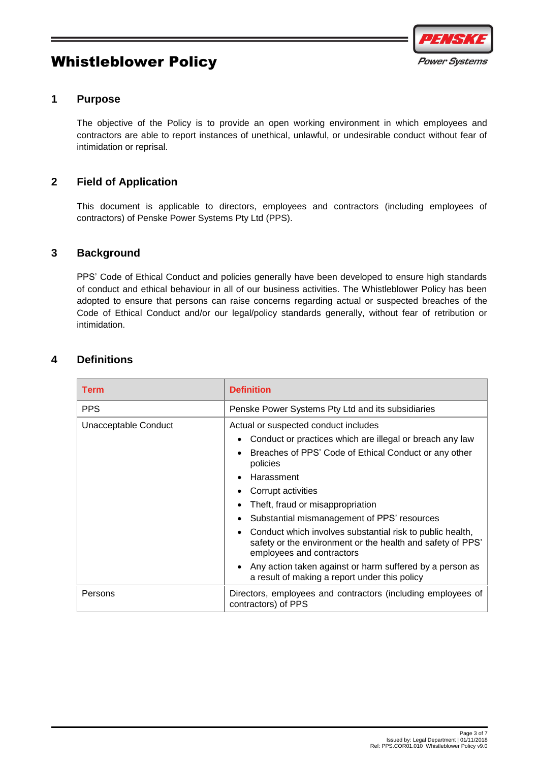# Whistleblower Policy

## 1 Purpose

The objective of the Policy is to provide an open working environment in which employees and contractors are able to report instances of unethical, unlawful, or undesirable conduct without fear of intimidation or reprisal.

## 2 Field of Application

This document is applicable to directors, employees and contractors (including employees of contractors) of Penske Power Systems Pty Ltd (PPS).

## 3 Background

PPS' Code of Ethical Conduct and policies generally have been developed to ensure high standards of conduct and ethical behaviour in all of our business activities. The Whistleblower Policy has been adopted to ensure that persons can raise concerns regarding actual or suspected breaches of the Code of Ethical Conduct and/or our legal/policy standards generally, without fear of retribution or intimidation.

## 4 Definitions

| Term | Definition |
|---|---|
| PPS | Penske Power Systems Pty Ltd and its subsidiaries |
| Unacceptable Conduct | Actual or suspected conduct includes<br>• Conduct or practices which are illegal or breach any law<br>• Breaches of PPS' Code of Ethical Conduct or any other policies<br>• Harassment<br>• Corrupt activities<br>• Theft, fraud or misappropriation<br>• Substantial mismanagement of PPS' resources<br>• Conduct which involves substantial risk to public health, safety or the environment or the health and safety of PPS' employees and contractors<br>• Any action taken against or harm suffered by a person as a result of making a report under this policy |
| Persons | Directors, employees and contractors (including employees of contractors) of PPS |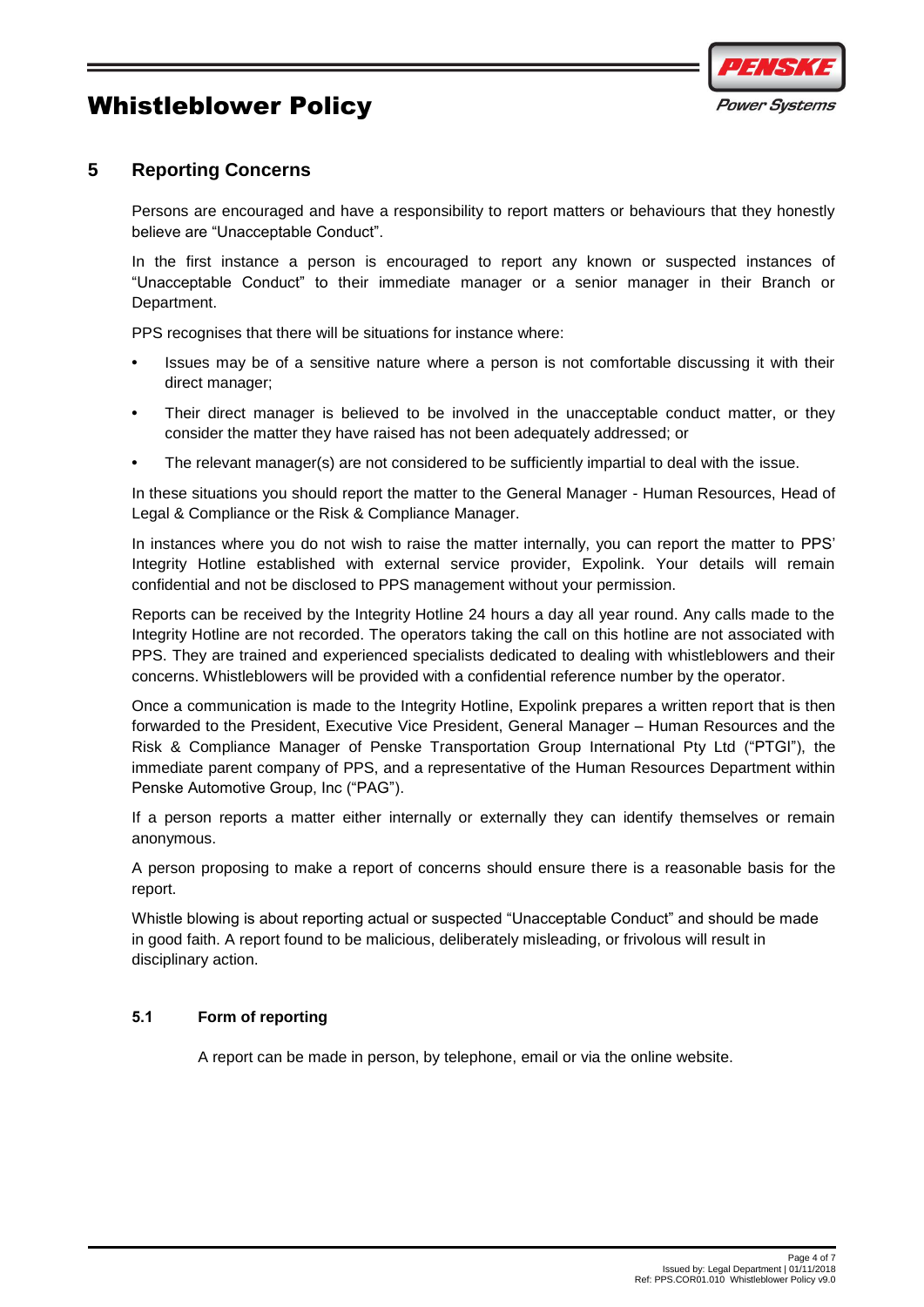## 5 Reporting Concerns

Persons are encouraged and have a responsibility to report matters or behaviours that they honestly believe are "Unacceptable Conduct".

In the first instance a person is encouraged to report any known or suspected instances of "Unacceptable Conduct" to their immediate manager or a senior manager in their Branch or Department.

PPS recognises that there will be situations for instance where:

- Issues may be of a sensitive nature where a person is not comfortable discussing it with their direct manager;
- Their direct manager is believed to be involved in the unacceptable conduct matter, or they consider the matter they have raised has not been adequately addressed; or
- The relevant manager(s) are not considered to be sufficiently impartial to deal with the issue.

In these situations you should report the matter to the General Manager - Human Resources, Head of Legal & Compliance or the Risk & Compliance Manager.

In instances where you do not wish to raise the matter internally, you can report the matter to PPS' Integrity Hotline established with external service provider, Expolink. Your details will remain confidential and not be disclosed to PPS management without your permission.

Reports can be received by the Integrity Hotline 24 hours a day all year round. Any calls made to the Integrity Hotline are not recorded. The operators taking the call on this hotline are not associated with PPS. They are trained and experienced specialists dedicated to dealing with whistleblowers and their concerns. Whistleblowers will be provided with a confidential reference number by the operator.

Once a communication is made to the Integrity Hotline, Expolink prepares a written report that is then forwarded to the President, Executive Vice President, General Manager – Human Resources and the Risk & Compliance Manager of Penske Transportation Group International Pty Ltd ("PTGI"), the immediate parent company of PPS, and a representative of the Human Resources Department within Penske Automotive Group, Inc ("PAG").

If a person reports a matter either internally or externally they can identify themselves or remain anonymous.

A person proposing to make a report of concerns should ensure there is a reasonable basis for the report.

Whistle blowing is about reporting actual or suspected "Unacceptable Conduct" and should be made in good faith. A report found to be malicious, deliberately misleading, or frivolous will result in disciplinary action.

### 5.1 Form of reporting

A report can be made in person, by telephone, email or via the online website.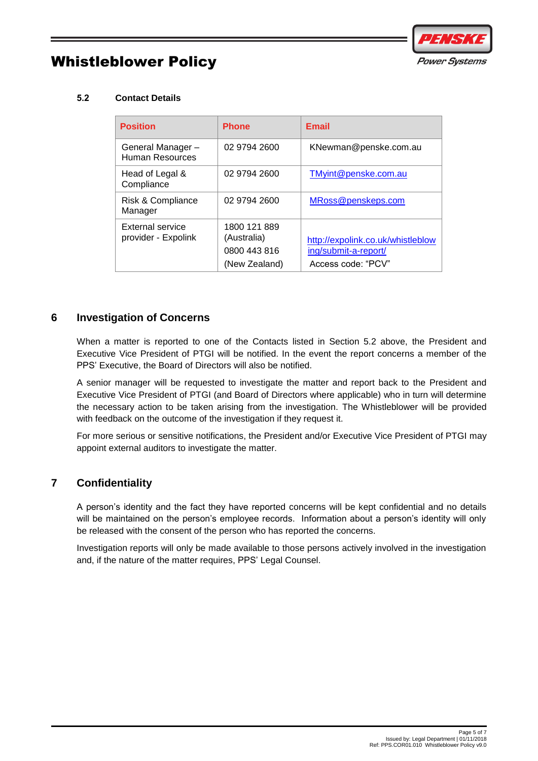### 5.2 Contact Details

| Position | Phone | Email |
|---|---|---|
| General Manager – Human Resources | 02 9794 2600 | KNewman@penske.com.au |
| Head of Legal & Compliance | 02 9794 2600 | TMyint@penske.com.au |
| Risk & Compliance Manager | 02 9794 2600 | MRoss@penskeps.com |
| External service provider - Expolink | 1800 121 889 (Australia) 0800 443 816 (New Zealand) | http://expolink.co.uk/whistleblowing/submit-a-report/ Access code: "PCV" |

## 6 Investigation of Concerns

When a matter is reported to one of the Contacts listed in Section 5.2 above, the President and Executive Vice President of PTGI will be notified. In the event the report concerns a member of the PPS' Executive, the Board of Directors will also be notified.

A senior manager will be requested to investigate the matter and report back to the President and Executive Vice President of PTGI (and Board of Directors where applicable) who in turn will determine the necessary action to be taken arising from the investigation. The Whistleblower will be provided with feedback on the outcome of the investigation if they request it.

For more serious or sensitive notifications, the President and/or Executive Vice President of PTGI may appoint external auditors to investigate the matter.

## 7 Confidentiality

A person's identity and the fact they have reported concerns will be kept confidential and no details will be maintained on the person's employee records. Information about a person's identity will only be released with the consent of the person who has reported the concerns.

Investigation reports will only be made available to those persons actively involved in the investigation and, if the nature of the matter requires, PPS' Legal Counsel.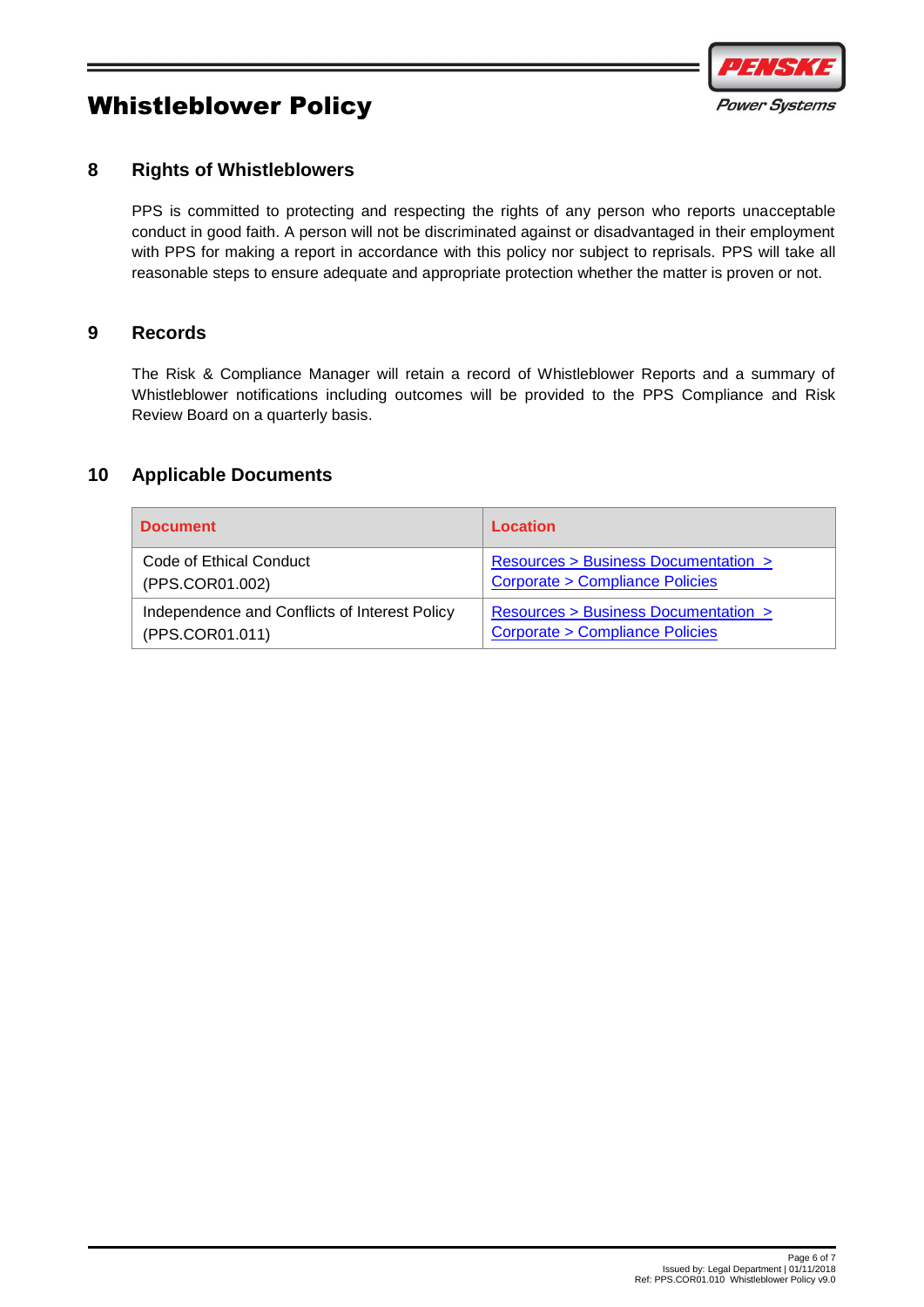## 8 Rights of Whistleblowers

PPS is committed to protecting and respecting the rights of any person who reports unacceptable conduct in good faith. A person will not be discriminated against or disadvantaged in their employment with PPS for making a report in accordance with this policy nor subject to reprisals. PPS will take all reasonable steps to ensure adequate and appropriate protection whether the matter is proven or not.

## 9 Records

The Risk & Compliance Manager will retain a record of Whistleblower Reports and a summary of Whistleblower notifications including outcomes will be provided to the PPS Compliance and Risk Review Board on a quarterly basis.

## 10 Applicable Documents

| Document | Location |
|---|---|
| Code of Ethical Conduct (PPS.COR01.002) | Resources > Business Documentation > Corporate > Compliance Policies |
| Independence and Conflicts of Interest Policy (PPS.COR01.011) | Resources > Business Documentation > Corporate > Compliance Policies |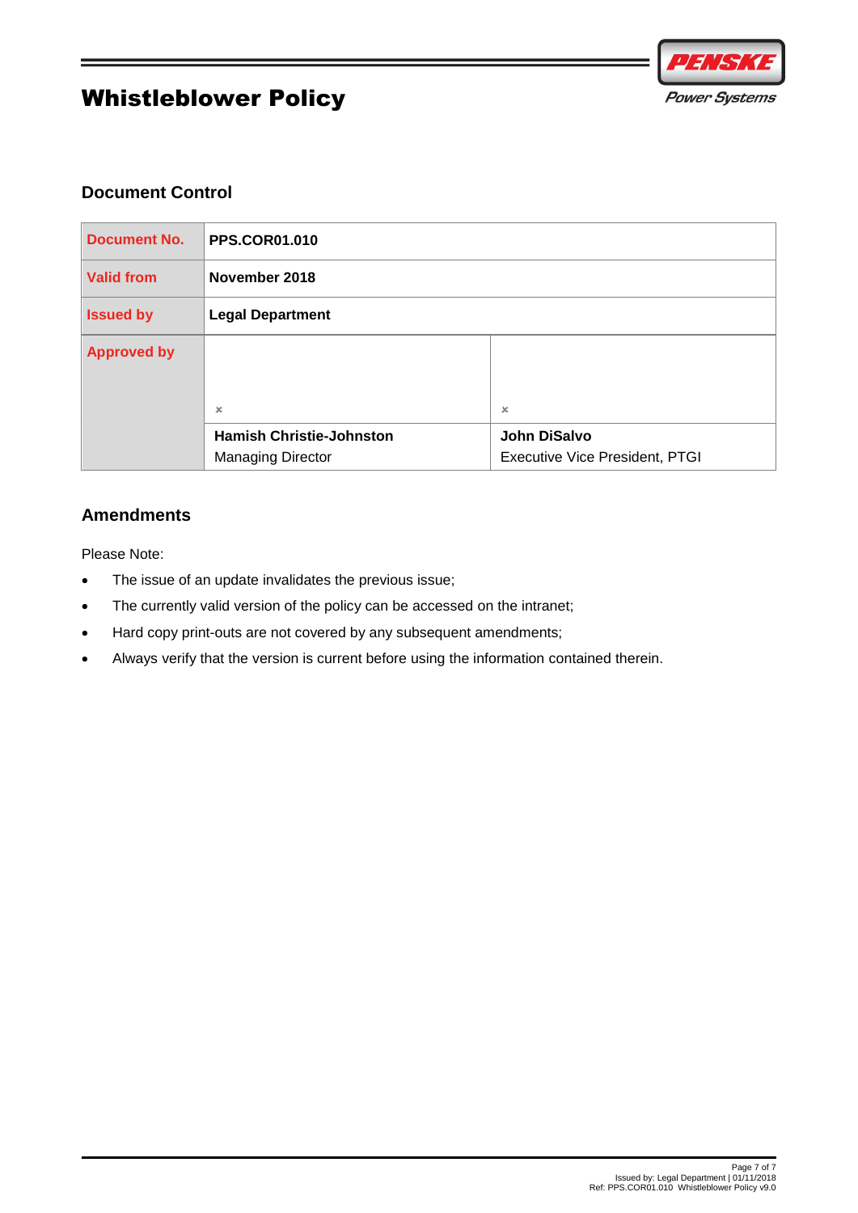# Whistleblower Policy

## Document Control

| | | |
|---|---|---|
| **Document No.** | **PPS.COR01.010** | |
| **Valid from** | **November 2018** | |
| **Issued by** | **Legal Department** | |
| **Approved by** | × | × |
| | **Hamish Christie-Johnston**<br>Managing Director | **John DiSalvo**<br>Executive Vice President, PTGI |

## Amendments

Please Note:

- The issue of an update invalidates the previous issue;
- The currently valid version of the policy can be accessed on the intranet;
- Hard copy print-outs are not covered by any subsequent amendments;
- Always verify that the version is current before using the information contained therein.